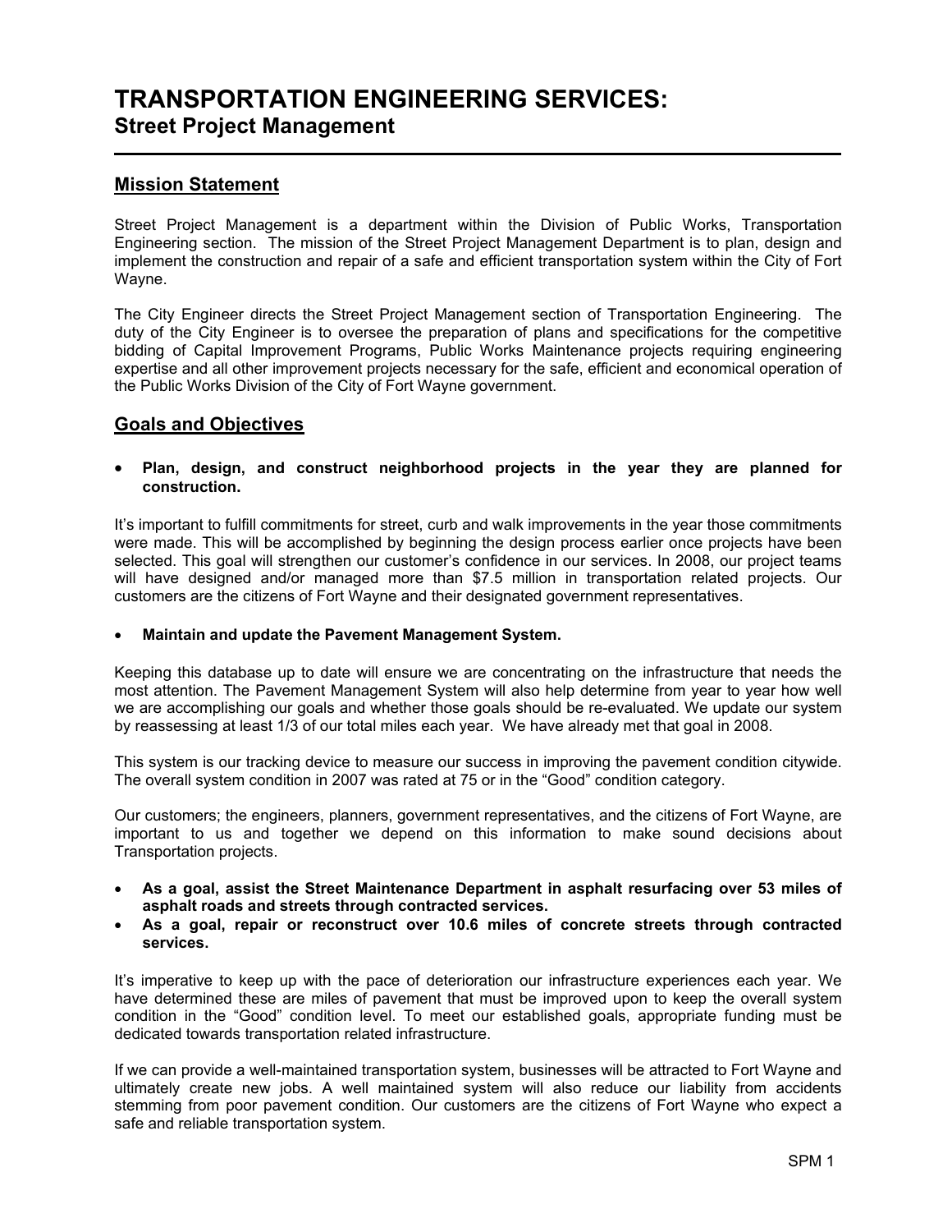# TRANSPORTATION ENGINEERING SERVICES:
## Street Project Management

## Mission Statement

Street Project Management is a department within the Division of Public Works, Transportation Engineering section. The mission of the Street Project Management Department is to plan, design and implement the construction and repair of a safe and efficient transportation system within the City of Fort Wayne.

The City Engineer directs the Street Project Management section of Transportation Engineering. The duty of the City Engineer is to oversee the preparation of plans and specifications for the competitive bidding of Capital Improvement Programs, Public Works Maintenance projects requiring engineering expertise and all other improvement projects necessary for the safe, efficient and economical operation of the Public Works Division of the City of Fort Wayne government.

## Goals and Objectives

- **Plan, design, and construct neighborhood projects in the year they are planned for construction.**

It's important to fulfill commitments for street, curb and walk improvements in the year those commitments were made. This will be accomplished by beginning the design process earlier once projects have been selected. This goal will strengthen our customer's confidence in our services. In 2008, our project teams will have designed and/or managed more than $7.5 million in transportation related projects. Our customers are the citizens of Fort Wayne and their designated government representatives.

- **Maintain and update the Pavement Management System.**

Keeping this database up to date will ensure we are concentrating on the infrastructure that needs the most attention. The Pavement Management System will also help determine from year to year how well we are accomplishing our goals and whether those goals should be re-evaluated. We update our system by reassessing at least 1/3 of our total miles each year. We have already met that goal in 2008.

This system is our tracking device to measure our success in improving the pavement condition citywide. The overall system condition in 2007 was rated at 75 or in the "Good" condition category.

Our customers; the engineers, planners, government representatives, and the citizens of Fort Wayne, are important to us and together we depend on this information to make sound decisions about Transportation projects.

- **As a goal, assist the Street Maintenance Department in asphalt resurfacing over 53 miles of asphalt roads and streets through contracted services.**
- **As a goal, repair or reconstruct over 10.6 miles of concrete streets through contracted services.**

It's imperative to keep up with the pace of deterioration our infrastructure experiences each year. We have determined these are miles of pavement that must be improved upon to keep the overall system condition in the "Good" condition level. To meet our established goals, appropriate funding must be dedicated towards transportation related infrastructure.

If we can provide a well-maintained transportation system, businesses will be attracted to Fort Wayne and ultimately create new jobs. A well maintained system will also reduce our liability from accidents stemming from poor pavement condition. Our customers are the citizens of Fort Wayne who expect a safe and reliable transportation system.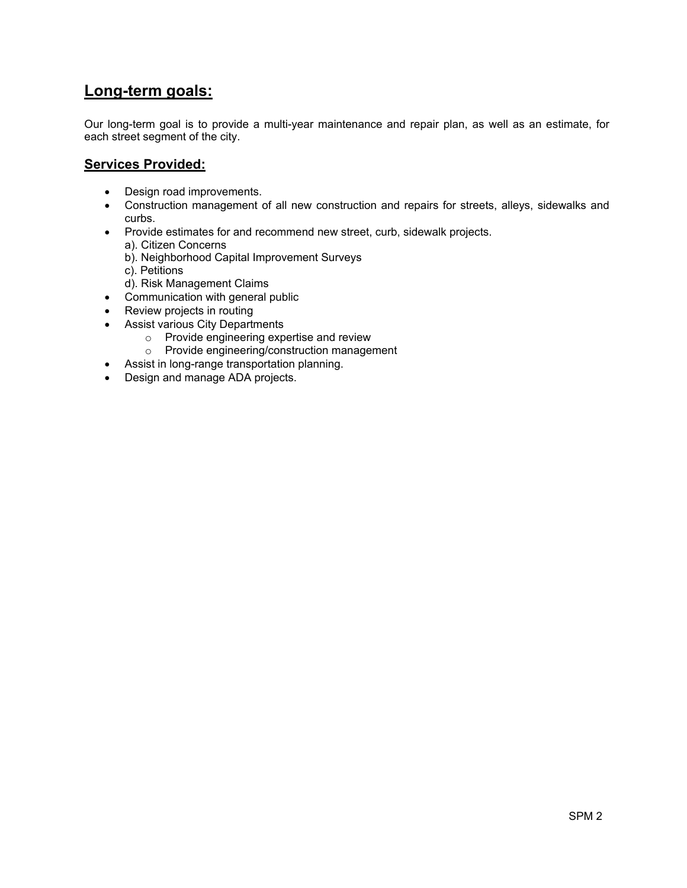## Long-term goals:

Our long-term goal is to provide a multi-year maintenance and repair plan, as well as an estimate, for each street segment of the city.

## Services Provided:

- Design road improvements.
- Construction management of all new construction and repairs for streets, alleys, sidewalks and curbs.
- Provide estimates for and recommend new street, curb, sidewalk projects.
  a). Citizen Concerns
  b). Neighborhood Capital Improvement Surveys
  c). Petitions
  d). Risk Management Claims
- Communication with general public
- Review projects in routing
- Assist various City Departments
  - Provide engineering expertise and review
  - Provide engineering/construction management
- Assist in long-range transportation planning.
- Design and manage ADA projects.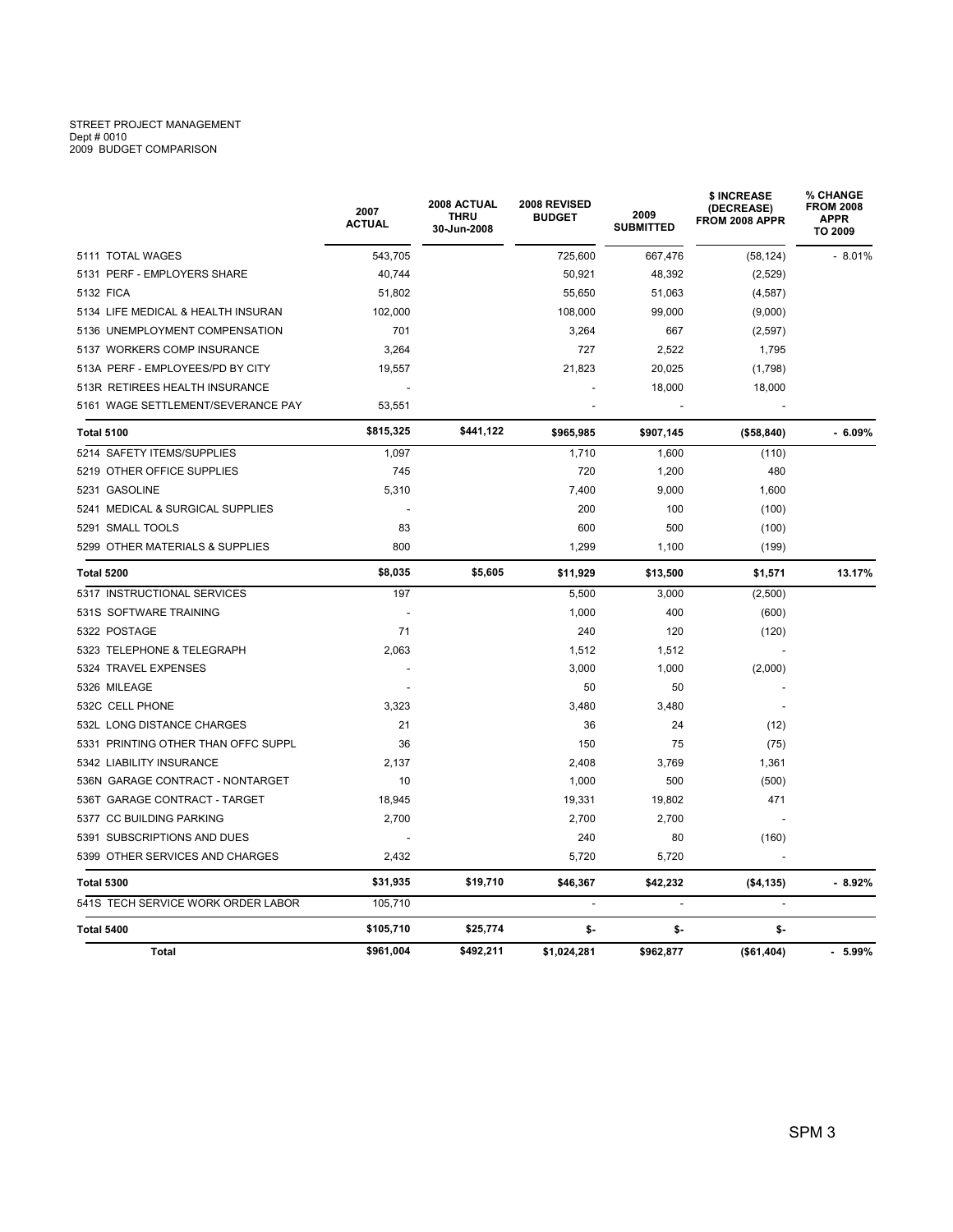STREET PROJECT MANAGEMENT
Dept # 0010
2009 BUDGET COMPARISON

| | 2007 ACTUAL | 2008 ACTUAL THRU 30-Jun-2008 | 2008 REVISED BUDGET | 2009 SUBMITTED | $ INCREASE (DECREASE) FROM 2008 APPR | % CHANGE FROM 2008 APPR TO 2009 |
|---|---|---|---|---|---|---|
| 5111 TOTAL WAGES | 543,705 | | 725,600 | 667,476 | (58,124) | - 8.01% |
| 5131 PERF - EMPLOYERS SHARE | 40,744 | | 50,921 | 48,392 | (2,529) | |
| 5132 FICA | 51,802 | | 55,650 | 51,063 | (4,587) | |
| 5134 LIFE MEDICAL & HEALTH INSURAN | 102,000 | | 108,000 | 99,000 | (9,000) | |
| 5136 UNEMPLOYMENT COMPENSATION | 701 | | 3,264 | 667 | (2,597) | |
| 5137 WORKERS COMP INSURANCE | 3,264 | | 727 | 2,522 | 1,795 | |
| 513A PERF - EMPLOYEES/PD BY CITY | 19,557 | | 21,823 | 20,025 | (1,798) | |
| 513R RETIREES HEALTH INSURANCE | - | | - | 18,000 | 18,000 | |
| 5161 WAGE SETTLEMENT/SEVERANCE PAY | 53,551 | | - | - | - | |
| **Total 5100** | **$815,325** | **$441,122** | **$965,985** | **$907,145** | **($58,840)** | **- 6.09%** |
| 5214 SAFETY ITEMS/SUPPLIES | 1,097 | | 1,710 | 1,600 | (110) | |
| 5219 OTHER OFFICE SUPPLIES | 745 | | 720 | 1,200 | 480 | |
| 5231 GASOLINE | 5,310 | | 7,400 | 9,000 | 1,600 | |
| 5241 MEDICAL & SURGICAL SUPPLIES | - | | 200 | 100 | (100) | |
| 5291 SMALL TOOLS | 83 | | 600 | 500 | (100) | |
| 5299 OTHER MATERIALS & SUPPLIES | 800 | | 1,299 | 1,100 | (199) | |
| **Total 5200** | **$8,035** | **$5,605** | **$11,929** | **$13,500** | **$1,571** | **13.17%** |
| 5317 INSTRUCTIONAL SERVICES | 197 | | 5,500 | 3,000 | (2,500) | |
| 531S SOFTWARE TRAINING | - | | 1,000 | 400 | (600) | |
| 5322 POSTAGE | 71 | | 240 | 120 | (120) | |
| 5323 TELEPHONE & TELEGRAPH | 2,063 | | 1,512 | 1,512 | - | |
| 5324 TRAVEL EXPENSES | - | | 3,000 | 1,000 | (2,000) | |
| 5326 MILEAGE | - | | 50 | 50 | - | |
| 532C CELL PHONE | 3,323 | | 3,480 | 3,480 | - | |
| 532L LONG DISTANCE CHARGES | 21 | | 36 | 24 | (12) | |
| 5331 PRINTING OTHER THAN OFFC SUPPL | 36 | | 150 | 75 | (75) | |
| 5342 LIABILITY INSURANCE | 2,137 | | 2,408 | 3,769 | 1,361 | |
| 536N GARAGE CONTRACT - NONTARGET | 10 | | 1,000 | 500 | (500) | |
| 536T GARAGE CONTRACT - TARGET | 18,945 | | 19,331 | 19,802 | 471 | |
| 5377 CC BUILDING PARKING | 2,700 | | 2,700 | 2,700 | - | |
| 5391 SUBSCRIPTIONS AND DUES | - | | 240 | 80 | (160) | |
| 5399 OTHER SERVICES AND CHARGES | 2,432 | | 5,720 | 5,720 | - | |
| **Total 5300** | **$31,935** | **$19,710** | **$46,367** | **$42,232** | **($4,135)** | **- 8.92%** |
| 541S TECH SERVICE WORK ORDER LABOR | 105,710 | | - | - | - | |
| **Total 5400** | **$105,710** | **$25,774** | **$-** | **$-** | **$-** | |
| **Total** | **$961,004** | **$492,211** | **$1,024,281** | **$962,877** | **($61,404)** | **- 5.99%** |

SPM 3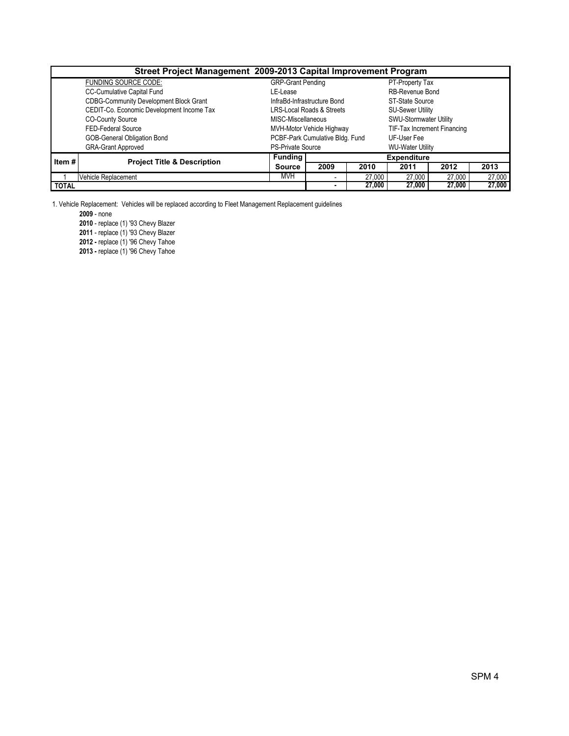## Street Project Management 2009-2013 Capital Improvement Program

| FUNDING SOURCE CODE: | | |
|---|---|---|
| CC-Cumulative Capital Fund | GRP-Grant Pending | PT-Property Tax |
| CDBG-Community Development Block Grant | LE-Lease | RB-Revenue Bond |
| CEDIT-Co. Economic Development Income Tax | InfraBd-Infrastructure Bond | ST-State Source |
| CO-County Source | LRS-Local Roads & Streets | SU-Sewer Utility |
| FED-Federal Source | MISC-Miscellaneous | SWU-Stormwater Utility |
| GOB-General Obligation Bond | MVH-Motor Vehicle Highway | TIF-Tax Increment Financing |
| GRA-Grant Approved | PCBF-Park Cumulative Bldg. Fund | UF-User Fee |
| | PS-Private Source | WU-Water Utility |

| Item # | Project Title & Description | Funding Source | Expenditure | | | | |
|---|---|---|---|---|---|---|---|
| | | | 2009 | 2010 | 2011 | 2012 | 2013 |
| 1 | Vehicle Replacement | MVH | - | 27,000 | 27,000 | 27,000 | 27,000 |
| **TOTAL** | | | **-** | **27,000** | **27,000** | **27,000** | **27,000** |

1. Vehicle Replacement: Vehicles will be replaced according to Fleet Management Replacement guidelines

**2009** - none

**2010** - replace (1) '93 Chevy Blazer

**2011** - replace (1) '93 Chevy Blazer

**2012 -** replace (1) '96 Chevy Tahoe

**2013 -** replace (1) '96 Chevy Tahoe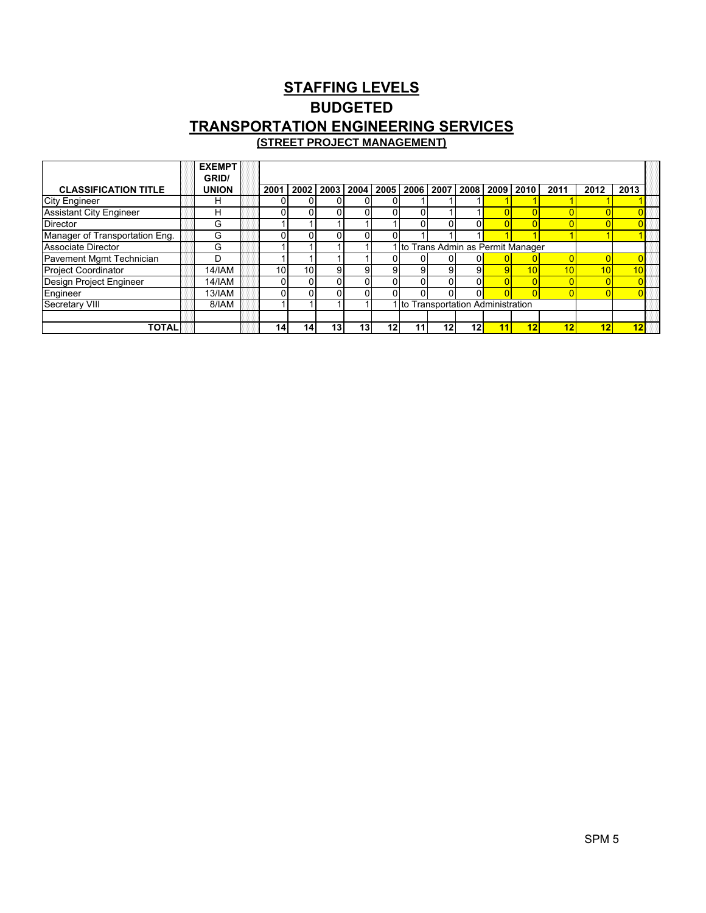# STAFFING LEVELS

## BUDGETED

## TRANSPORTATION ENGINEERING SERVICES

### (STREET PROJECT MANAGEMENT)

| CLASSIFICATION TITLE | EXEMPT GRID/ UNION | 2001 | 2002 | 2003 | 2004 | 2005 | 2006 | 2007 | 2008 | 2009 | 2010 | 2011 | 2012 | 2013 |
|---|---|---|---|---|---|---|---|---|---|---|---|---|---|---|
| City Engineer | H | 0 | 0 | 0 | 0 | 0 | 1 | 1 | 1 | 1 | 1 | 1 | 1 | 1 |
| Assistant City Engineer | H | 0 | 0 | 0 | 0 | 0 | 0 | 1 | 1 | 0 | 0 | 0 | 0 | 0 |
| Director | G | 1 | 1 | 1 | 1 | 1 | 0 | 0 | 0 | 0 | 0 | 0 | 0 | 0 |
| Manager of Transportation Eng. | G | 0 | 0 | 0 | 0 | 0 | 1 | 1 | 1 | 1 | 1 | 1 | 1 | 1 |
| Associate Director | G | 1 | 1 | 1 | 1 | 1 | to Trans Admin as Permit Manager | | | | | | | |
| Pavement Mgmt Technician | D | 1 | 1 | 1 | 1 | 0 | 0 | 0 | 0 | 0 | 0 | 0 | 0 | 0 |
| Project Coordinator | 14/IAM | 10 | 10 | 9 | 9 | 9 | 9 | 9 | 9 | 9 | 10 | 10 | 10 | 10 |
| Design Project Engineer | 14/IAM | 0 | 0 | 0 | 0 | 0 | 0 | 0 | 0 | 0 | 0 | 0 | 0 | 0 |
| Engineer | 13/IAM | 0 | 0 | 0 | 0 | 0 | 0 | 0 | 0 | 0 | 0 | 0 | 0 | 0 |
| Secretary VIII | 8/IAM | 1 | 1 | 1 | 1 | 1 | to Transportation Administration | | | | | | | |
| | | | | | | | | | | | | | | |
| **TOTAL** | | **14** | **14** | **13** | **13** | **12** | **11** | **12** | **12** | **11** | **12** | **12** | **12** | **12** |